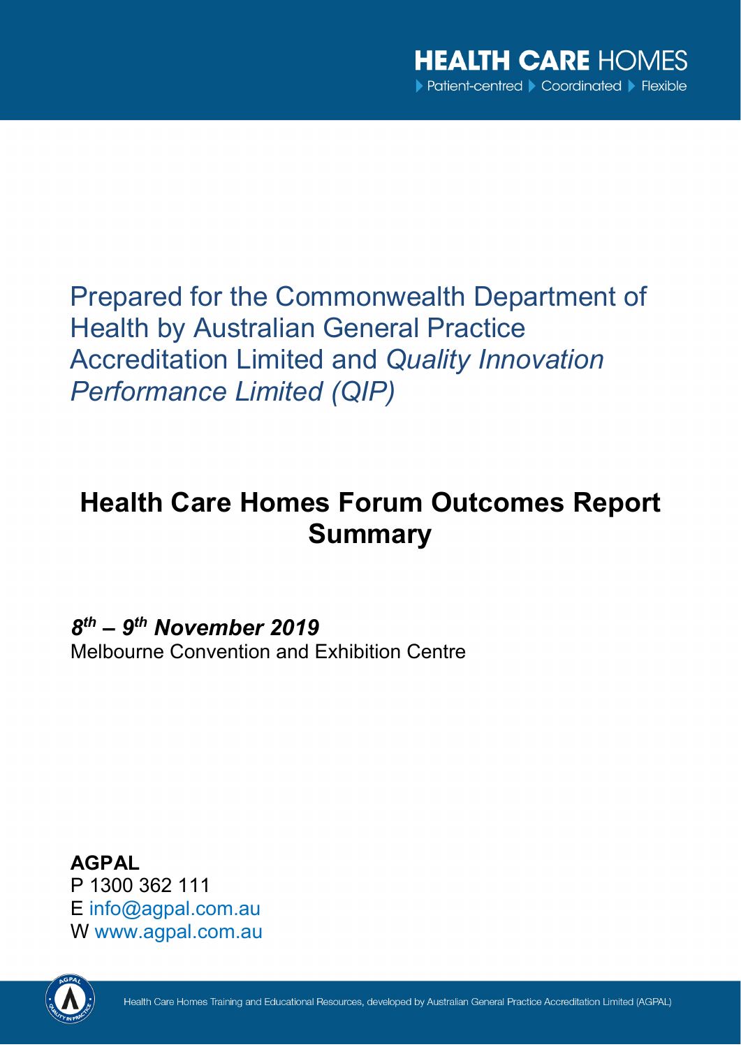**HEALTH CARE HOMES**
Patient-centred ▸ Coordinated ▸ Flexible

Prepared for the Commonwealth Department of Health by Australian General Practice Accreditation Limited and *Quality Innovation Performance Limited (QIP)*

# Health Care Homes Forum Outcomes Report Summary

***8th – 9th November 2019***
Melbourne Convention and Exhibition Centre

**AGPAL**
P 1300 362 111
E info@agpal.com.au
W www.agpal.com.au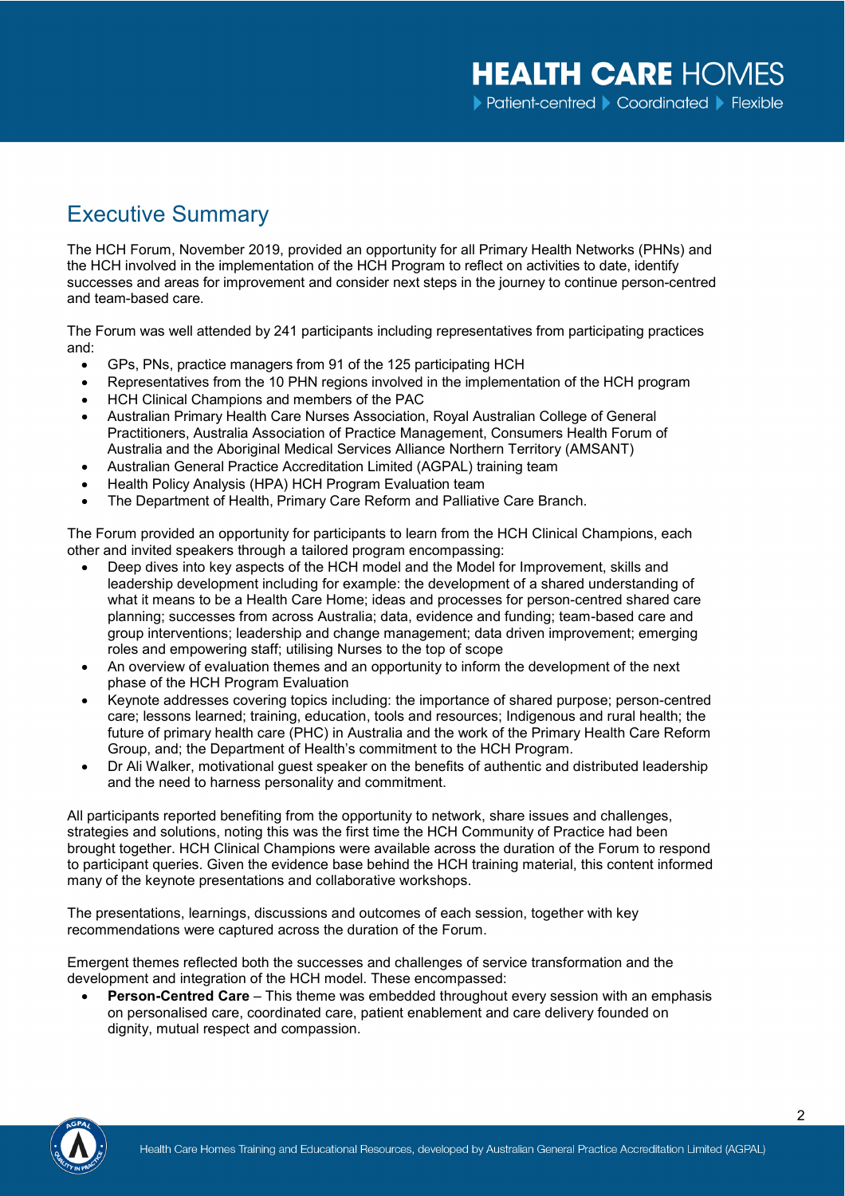# Executive Summary

The HCH Forum, November 2019, provided an opportunity for all Primary Health Networks (PHNs) and the HCH involved in the implementation of the HCH Program to reflect on activities to date, identify successes and areas for improvement and consider next steps in the journey to continue person-centred and team-based care.

The Forum was well attended by 241 participants including representatives from participating practices and:

- GPs, PNs, practice managers from 91 of the 125 participating HCH
- Representatives from the 10 PHN regions involved in the implementation of the HCH program
- HCH Clinical Champions and members of the PAC
- Australian Primary Health Care Nurses Association, Royal Australian College of General Practitioners, Australia Association of Practice Management, Consumers Health Forum of Australia and the Aboriginal Medical Services Alliance Northern Territory (AMSANT)
- Australian General Practice Accreditation Limited (AGPAL) training team
- Health Policy Analysis (HPA) HCH Program Evaluation team
- The Department of Health, Primary Care Reform and Palliative Care Branch.

The Forum provided an opportunity for participants to learn from the HCH Clinical Champions, each other and invited speakers through a tailored program encompassing:

- Deep dives into key aspects of the HCH model and the Model for Improvement, skills and leadership development including for example: the development of a shared understanding of what it means to be a Health Care Home; ideas and processes for person-centred shared care planning; successes from across Australia; data, evidence and funding; team-based care and group interventions; leadership and change management; data driven improvement; emerging roles and empowering staff; utilising Nurses to the top of scope
- An overview of evaluation themes and an opportunity to inform the development of the next phase of the HCH Program Evaluation
- Keynote addresses covering topics including: the importance of shared purpose; person-centred care; lessons learned; training, education, tools and resources; Indigenous and rural health; the future of primary health care (PHC) in Australia and the work of the Primary Health Care Reform Group, and; the Department of Health's commitment to the HCH Program.
- Dr Ali Walker, motivational guest speaker on the benefits of authentic and distributed leadership and the need to harness personality and commitment.

All participants reported benefiting from the opportunity to network, share issues and challenges, strategies and solutions, noting this was the first time the HCH Community of Practice had been brought together. HCH Clinical Champions were available across the duration of the Forum to respond to participant queries. Given the evidence base behind the HCH training material, this content informed many of the keynote presentations and collaborative workshops.

The presentations, learnings, discussions and outcomes of each session, together with key recommendations were captured across the duration of the Forum.

Emergent themes reflected both the successes and challenges of service transformation and the development and integration of the HCH model. These encompassed:

- **Person-Centred Care** – This theme was embedded throughout every session with an emphasis on personalised care, coordinated care, patient enablement and care delivery founded on dignity, mutual respect and compassion.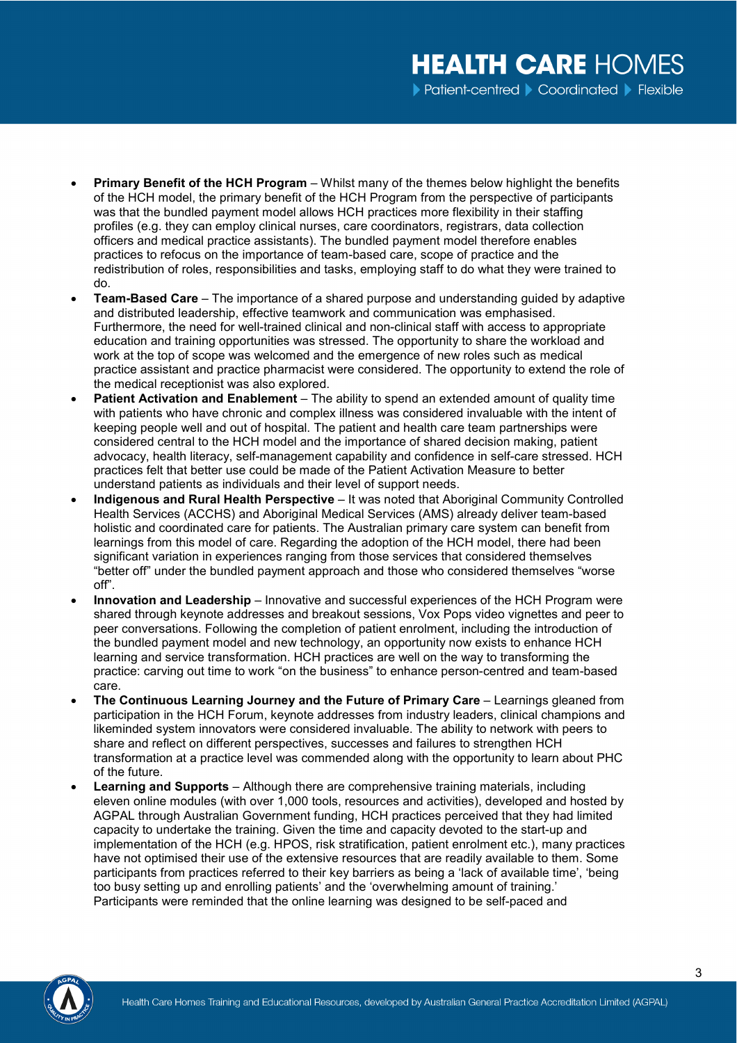- **Primary Benefit of the HCH Program** – Whilst many of the themes below highlight the benefits of the HCH model, the primary benefit of the HCH Program from the perspective of participants was that the bundled payment model allows HCH practices more flexibility in their staffing profiles (e.g. they can employ clinical nurses, care coordinators, registrars, data collection officers and medical practice assistants). The bundled payment model therefore enables practices to refocus on the importance of team-based care, scope of practice and the redistribution of roles, responsibilities and tasks, employing staff to do what they were trained to do.
- **Team-Based Care** – The importance of a shared purpose and understanding guided by adaptive and distributed leadership, effective teamwork and communication was emphasised. Furthermore, the need for well-trained clinical and non-clinical staff with access to appropriate education and training opportunities was stressed. The opportunity to share the workload and work at the top of scope was welcomed and the emergence of new roles such as medical practice assistant and practice pharmacist were considered. The opportunity to extend the role of the medical receptionist was also explored.
- **Patient Activation and Enablement** – The ability to spend an extended amount of quality time with patients who have chronic and complex illness was considered invaluable with the intent of keeping people well and out of hospital. The patient and health care team partnerships were considered central to the HCH model and the importance of shared decision making, patient advocacy, health literacy, self-management capability and confidence in self-care stressed. HCH practices felt that better use could be made of the Patient Activation Measure to better understand patients as individuals and their level of support needs.
- **Indigenous and Rural Health Perspective** – It was noted that Aboriginal Community Controlled Health Services (ACCHS) and Aboriginal Medical Services (AMS) already deliver team-based holistic and coordinated care for patients. The Australian primary care system can benefit from learnings from this model of care. Regarding the adoption of the HCH model, there had been significant variation in experiences ranging from those services that considered themselves "better off" under the bundled payment approach and those who considered themselves "worse off".
- **Innovation and Leadership** – Innovative and successful experiences of the HCH Program were shared through keynote addresses and breakout sessions, Vox Pops video vignettes and peer to peer conversations. Following the completion of patient enrolment, including the introduction of the bundled payment model and new technology, an opportunity now exists to enhance HCH learning and service transformation. HCH practices are well on the way to transforming the practice: carving out time to work "on the business" to enhance person-centred and team-based care.
- **The Continuous Learning Journey and the Future of Primary Care** – Learnings gleaned from participation in the HCH Forum, keynote addresses from industry leaders, clinical champions and likeminded system innovators were considered invaluable. The ability to network with peers to share and reflect on different perspectives, successes and failures to strengthen HCH transformation at a practice level was commended along with the opportunity to learn about PHC of the future.
- **Learning and Supports** – Although there are comprehensive training materials, including eleven online modules (with over 1,000 tools, resources and activities), developed and hosted by AGPAL through Australian Government funding, HCH practices perceived that they had limited capacity to undertake the training. Given the time and capacity devoted to the start-up and implementation of the HCH (e.g. HPOS, risk stratification, patient enrolment etc.), many practices have not optimised their use of the extensive resources that are readily available to them. Some participants from practices referred to their key barriers as being a 'lack of available time', 'being too busy setting up and enrolling patients' and the 'overwhelming amount of training.' Participants were reminded that the online learning was designed to be self-paced and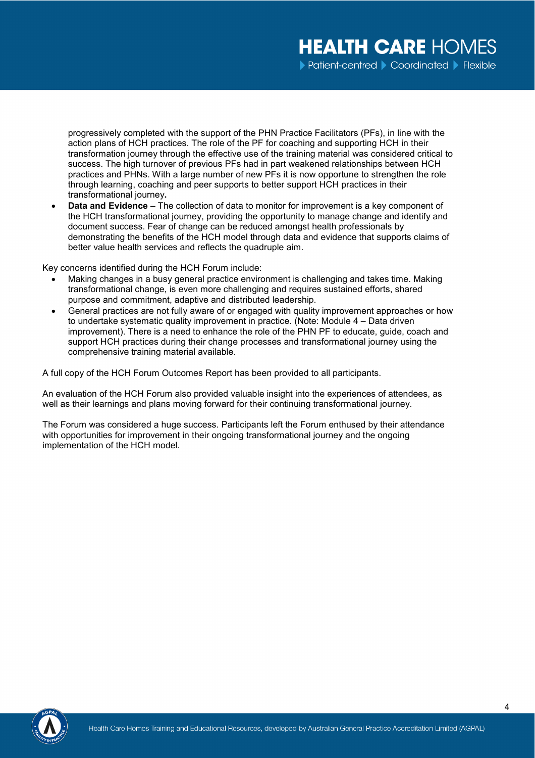progressively completed with the support of the PHN Practice Facilitators (PFs), in line with the action plans of HCH practices. The role of the PF for coaching and supporting HCH in their transformation journey through the effective use of the training material was considered critical to success. The high turnover of previous PFs had in part weakened relationships between HCH practices and PHNs. With a large number of new PFs it is now opportune to strengthen the role through learning, coaching and peer supports to better support HCH practices in their transformational journey**.**

- **Data and Evidence** – The collection of data to monitor for improvement is a key component of the HCH transformational journey, providing the opportunity to manage change and identify and document success. Fear of change can be reduced amongst health professionals by demonstrating the benefits of the HCH model through data and evidence that supports claims of better value health services and reflects the quadruple aim.

Key concerns identified during the HCH Forum include:

- Making changes in a busy general practice environment is challenging and takes time. Making transformational change, is even more challenging and requires sustained efforts, shared purpose and commitment, adaptive and distributed leadership.
- General practices are not fully aware of or engaged with quality improvement approaches or how to undertake systematic quality improvement in practice. (Note: Module 4 – Data driven improvement). There is a need to enhance the role of the PHN PF to educate, guide, coach and support HCH practices during their change processes and transformational journey using the comprehensive training material available.

A full copy of the HCH Forum Outcomes Report has been provided to all participants.

An evaluation of the HCH Forum also provided valuable insight into the experiences of attendees, as well as their learnings and plans moving forward for their continuing transformational journey.

The Forum was considered a huge success. Participants left the Forum enthused by their attendance with opportunities for improvement in their ongoing transformational journey and the ongoing implementation of the HCH model.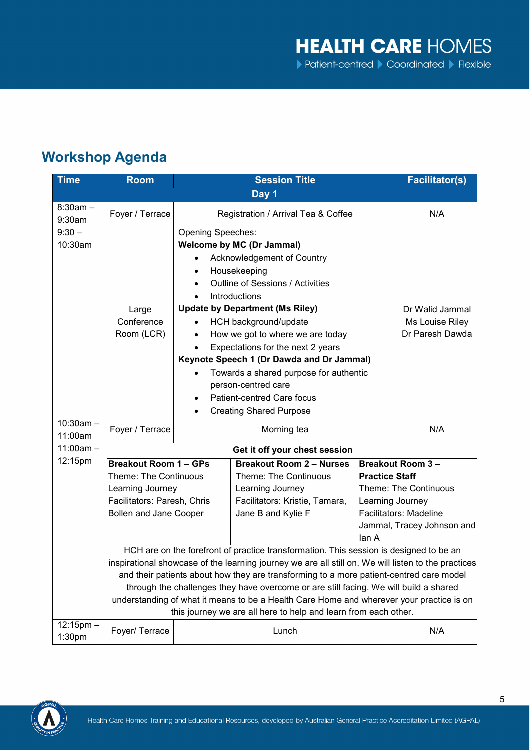## Workshop Agenda

| Time | Room | Session Title | Facilitator(s) |
|---|---|---|---|
| **Day 1** | | | |
| 8:30am – 9:30am | Foyer / Terrace | Registration / Arrival Tea & Coffee | N/A |
| 9:30 – 10:30am | Large Conference Room (LCR) | Opening Speeches:<br>**Welcome by MC (Dr Jammal)**<br>• Acknowledgement of Country<br>• Housekeeping<br>• Outline of Sessions / Activities<br>• Introductions<br>**Update by Department (Ms Riley)**<br>• HCH background/update<br>• How we got to where we are today<br>• Expectations for the next 2 years<br>**Keynote Speech 1 (Dr Dawda and Dr Jammal)**<br>• Towards a shared purpose for authentic person-centred care<br>• Patient-centred Care focus<br>• Creating Shared Purpose | Dr Walid Jammal<br>Ms Louise Riley<br>Dr Paresh Dawda |
| 10:30am – 11:00am | Foyer / Terrace | Morning tea | N/A |
| 11:00am – 12:15pm | **Get it off your chest session** | | |
| | **Breakout Room 1 – GPs**<br>Theme: The Continuous Learning Journey<br>Facilitators: Paresh, Chris Bollen and Jane Cooper | **Breakout Room 2 – Nurses**<br>Theme: The Continuous Learning Journey<br>Facilitators: Kristie, Tamara, Jane B and Kylie F | **Breakout Room 3 – Practice Staff**<br>Theme: The Continuous Learning Journey<br>Facilitators: Madeline Jammal, Tracey Johnson and Ian A |
| | HCH are on the forefront of practice transformation. This session is designed to be an inspirational showcase of the learning journey we are all still on. We will listen to the practices and their patients about how they are transforming to a more patient-centred care model through the challenges they have overcome or are still facing. We will build a shared understanding of what it means to be a Health Care Home and wherever your practice is on this journey we are all here to help and learn from each other. | | |
| 12:15pm – 1:30pm | Foyer/ Terrace | Lunch | N/A |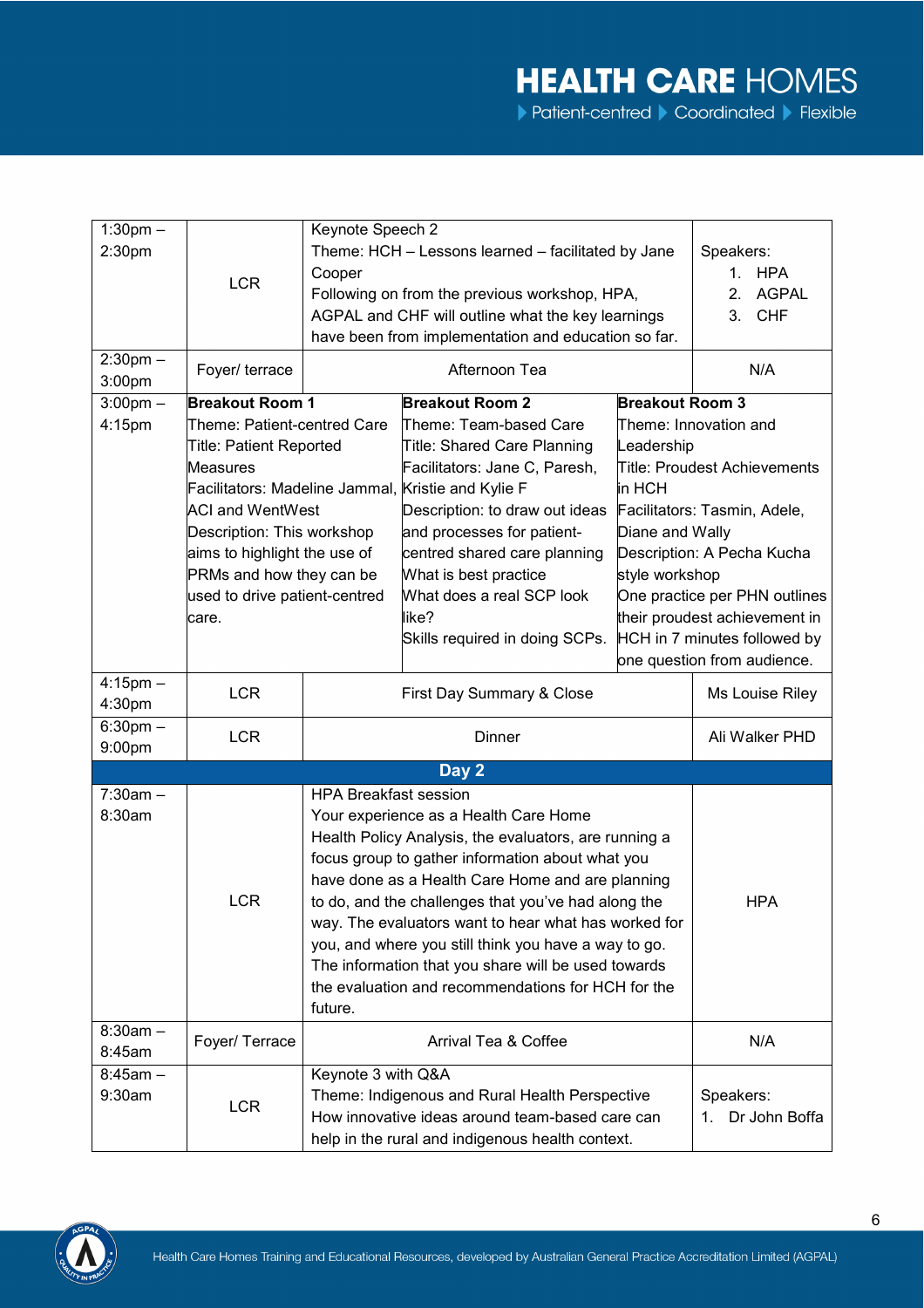| | | | | |
|---|---|---|---|---|
| 1:30pm – 2:30pm | LCR | Keynote Speech 2<br>Theme: HCH – Lessons learned – facilitated by Jane Cooper<br>Following on from the previous workshop, HPA, AGPAL and CHF will outline what the key learnings have been from implementation and education so far. | | Speakers:<br>1. HPA<br>2. AGPAL<br>3. CHF |
| 2:30pm – 3:00pm | Foyer/ terrace | Afternoon Tea | | N/A |
| 3:00pm – 4:15pm | **Breakout Room 1**<br>Theme: Patient-centred Care<br>Title: Patient Reported Measures<br>Facilitators: Madeline Jammal, ACI and WentWest<br>Description: This workshop aims to highlight the use of PRMs and how they can be used to drive patient-centred care. | | **Breakout Room 2**<br>Theme: Team-based Care<br>Title: Shared Care Planning<br>Facilitators: Jane C, Paresh, Kristie and Kylie F<br>Description: to draw out ideas and processes for patient-centred shared care planning<br>What is best practice<br>What does a real SCP look like?<br>Skills required in doing SCPs. | **Breakout Room 3**<br>Theme: Innovation and Leadership<br>Title: Proudest Achievements in HCH<br>Facilitators: Tasmin, Adele, Diane and Wally<br>Description: A Pecha Kucha style workshop<br>One practice per PHN outlines their proudest achievement in HCH in 7 minutes followed by one question from audience. |
| 4:15pm – 4:30pm | LCR | First Day Summary & Close | | Ms Louise Riley |
| 6:30pm – 9:00pm | LCR | Dinner | | Ali Walker PHD |
| **Day 2** | | | | |
| 7:30am – 8:30am | LCR | HPA Breakfast session<br>Your experience as a Health Care Home<br>Health Policy Analysis, the evaluators, are running a focus group to gather information about what you have done as a Health Care Home and are planning to do, and the challenges that you've had along the way. The evaluators want to hear what has worked for you, and where you still think you have a way to go. The information that you share will be used towards the evaluation and recommendations for HCH for the future. | | HPA |
| 8:30am – 8:45am | Foyer/ Terrace | Arrival Tea & Coffee | | N/A |
| 8:45am – 9:30am | LCR | Keynote 3 with Q&A<br>Theme: Indigenous and Rural Health Perspective<br>How innovative ideas around team-based care can help in the rural and indigenous health context. | | Speakers:<br>1. Dr John Boffa |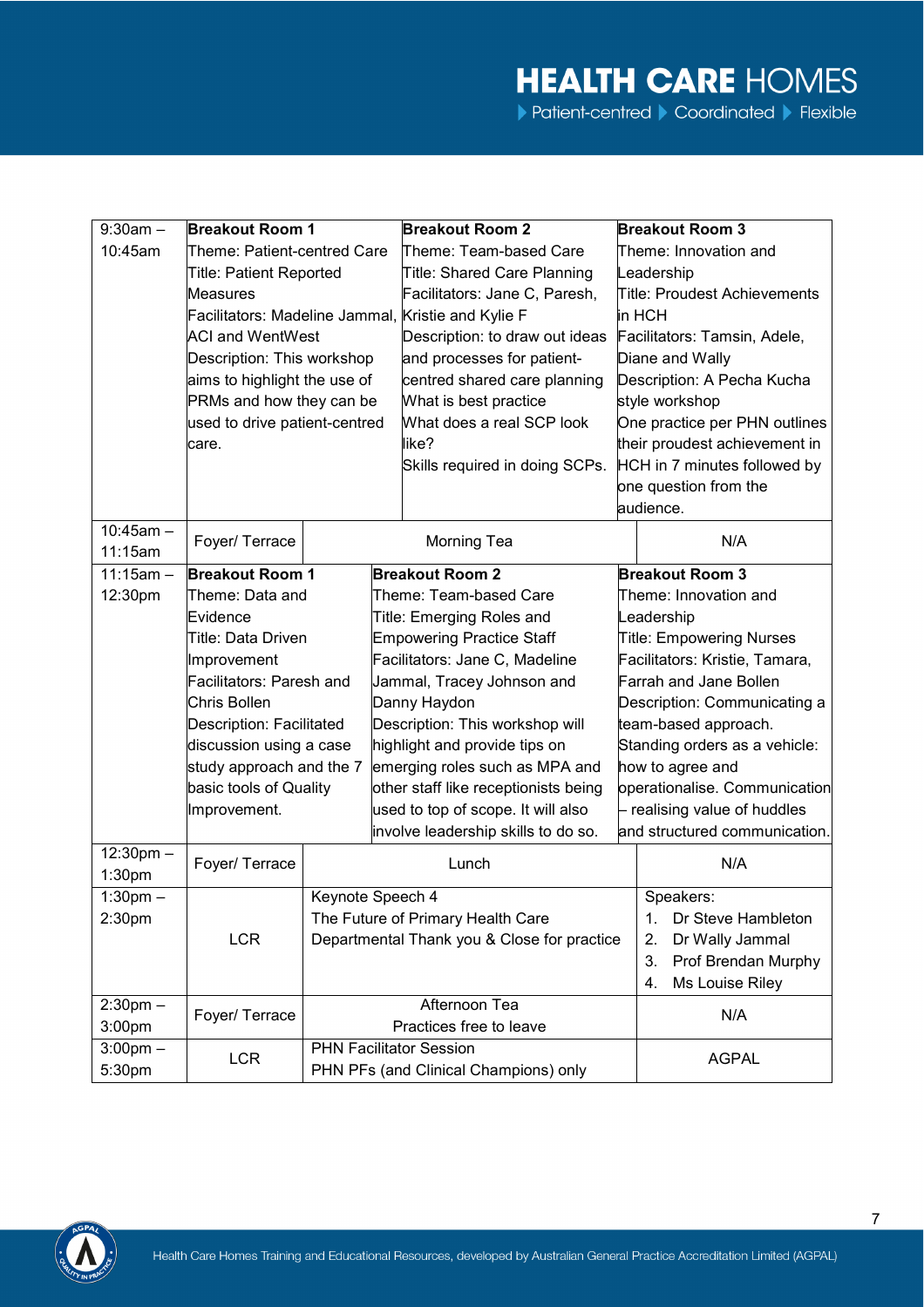| | | | |
|---|---|---|---|
| 9:30am – 10:45am | **Breakout Room 1**<br>Theme: Patient-centred Care<br>Title: Patient Reported Measures<br>Facilitators: Madeline Jammal, ACI and WentWest<br>Description: This workshop aims to highlight the use of PRMs and how they can be used to drive patient-centred care. | **Breakout Room 2**<br>Theme: Team-based Care<br>Title: Shared Care Planning<br>Facilitators: Jane C, Paresh, Kristie and Kylie F<br>Description: to draw out ideas and processes for patient-centred shared care planning<br>What is best practice<br>What does a real SCP look like?<br>Skills required in doing SCPs. | **Breakout Room 3**<br>Theme: Innovation and Leadership<br>Title: Proudest Achievements in HCH<br>Facilitators: Tamsin, Adele, Diane and Wally<br>Description: A Pecha Kucha style workshop<br>One practice per PHN outlines their proudest achievement in HCH in 7 minutes followed by one question from the audience. |
| 10:45am – 11:15am | Foyer/ Terrace | Morning Tea | N/A |
| 11:15am – 12:30pm | **Breakout Room 1**<br>Theme: Data and Evidence<br>Title: Data Driven Improvement<br>Facilitators: Paresh and Chris Bollen<br>Description: Facilitated discussion using a case study approach and the 7 basic tools of Quality Improvement. | **Breakout Room 2**<br>Theme: Team-based Care<br>Title: Emerging Roles and Empowering Practice Staff<br>Facilitators: Jane C, Madeline Jammal, Tracey Johnson and Danny Haydon<br>Description: This workshop will highlight and provide tips on emerging roles such as MPA and other staff like receptionists being used to top of scope. It will also involve leadership skills to do so. | **Breakout Room 3**<br>Theme: Innovation and Leadership<br>Title: Empowering Nurses<br>Facilitators: Kristie, Tamara, Farrah and Jane Bollen<br>Description: Communicating a team-based approach.<br>Standing orders as a vehicle: how to agree and operationalise. Communication – realising value of huddles and structured communication. |
| 12:30pm – 1:30pm | Foyer/ Terrace | Lunch | N/A |
| 1:30pm – 2:30pm | LCR | Keynote Speech 4<br>The Future of Primary Health Care<br>Departmental Thank you & Close for practice | Speakers:<br>1. Dr Steve Hambleton<br>2. Dr Wally Jammal<br>3. Prof Brendan Murphy<br>4. Ms Louise Riley |
| 2:30pm – 3:00pm | Foyer/ Terrace | Afternoon Tea<br>Practices free to leave | N/A |
| 3:00pm – 5:30pm | LCR | PHN Facilitator Session<br>PHN PFs (and Clinical Champions) only | AGPAL |